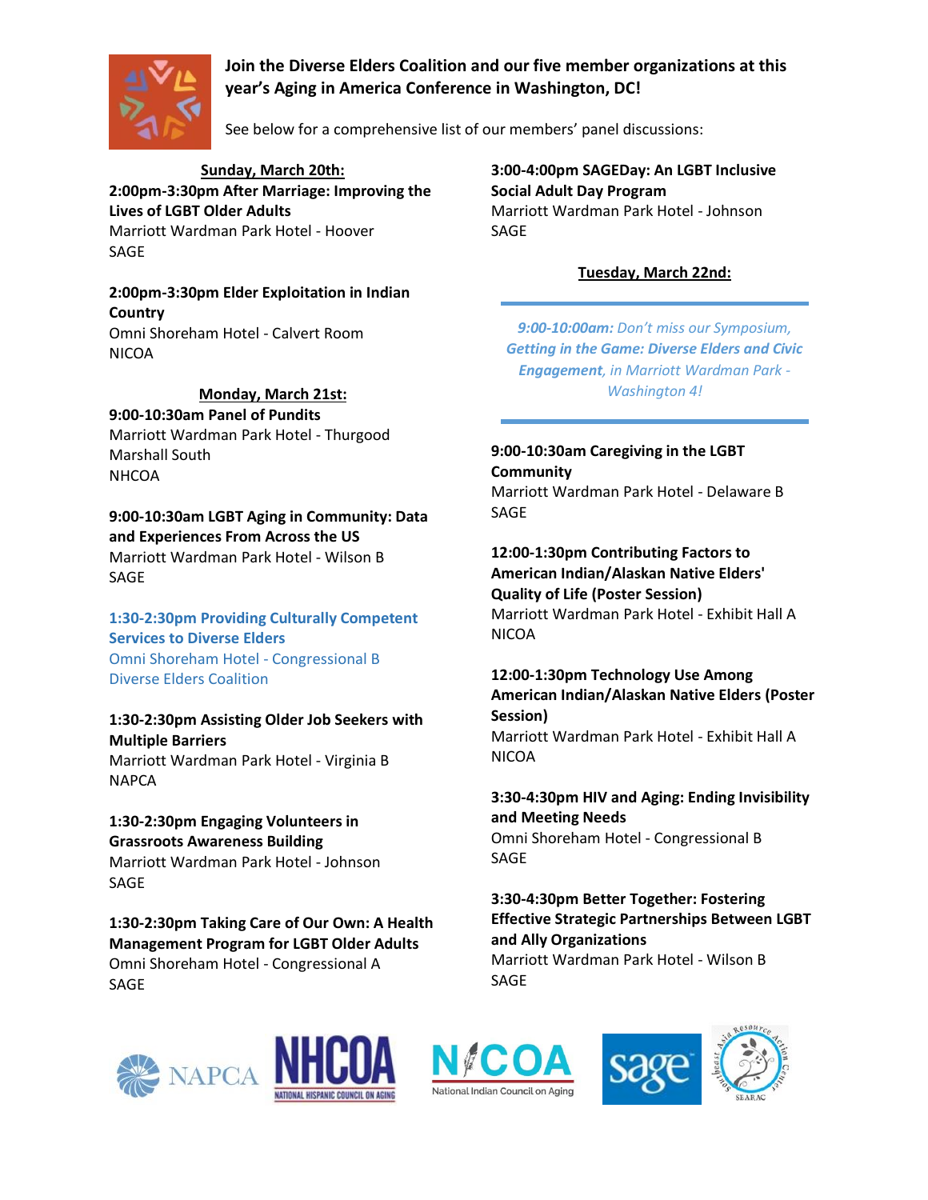**Join the Diverse Elders Coalition and our five member organizations at this year's Aging in America Conference in Washington, DC!**

See below for a comprehensive list of our members' panel discussions:

## Sunday, March 20th:

**2:00pm-3:30pm After Marriage: Improving the Lives of LGBT Older Adults**
Marriott Wardman Park Hotel - Hoover
SAGE

**2:00pm-3:30pm Elder Exploitation in Indian Country**
Omni Shoreham Hotel - Calvert Room
NICOA

## Monday, March 21st:

**9:00-10:30am Panel of Pundits**
Marriott Wardman Park Hotel - Thurgood Marshall South
NHCOA

**9:00-10:30am LGBT Aging in Community: Data and Experiences From Across the US**
Marriott Wardman Park Hotel - Wilson B
SAGE

**1:30-2:30pm Providing Culturally Competent Services to Diverse Elders**
Omni Shoreham Hotel - Congressional B
Diverse Elders Coalition

**1:30-2:30pm Assisting Older Job Seekers with Multiple Barriers**
Marriott Wardman Park Hotel - Virginia B
NAPCA

**1:30-2:30pm Engaging Volunteers in Grassroots Awareness Building**
Marriott Wardman Park Hotel - Johnson
SAGE

**1:30-2:30pm Taking Care of Our Own: A Health Management Program for LGBT Older Adults**
Omni Shoreham Hotel - Congressional A
SAGE

**3:00-4:00pm SAGEDay: An LGBT Inclusive Social Adult Day Program**
Marriott Wardman Park Hotel - Johnson
SAGE

## Tuesday, March 22nd:

---

*__9:00-10:00am:__ Don't miss our Symposium, __Getting in the Game: Diverse Elders and Civic Engagement__, in Marriott Wardman Park - Washington 4!*

---

**9:00-10:30am Caregiving in the LGBT Community**
Marriott Wardman Park Hotel - Delaware B
SAGE

**12:00-1:30pm Contributing Factors to American Indian/Alaskan Native Elders' Quality of Life (Poster Session)**
Marriott Wardman Park Hotel - Exhibit Hall A
NICOA

**12:00-1:30pm Technology Use Among American Indian/Alaskan Native Elders (Poster Session)**
Marriott Wardman Park Hotel - Exhibit Hall A
NICOA

**3:30-4:30pm HIV and Aging: Ending Invisibility and Meeting Needs**
Omni Shoreham Hotel - Congressional B
SAGE

**3:30-4:30pm Better Together: Fostering Effective Strategic Partnerships Between LGBT and Ally Organizations**
Marriott Wardman Park Hotel - Wilson B
SAGE

NAPCA | NHCOA National Hispanic Council on Aging | NICOA National Indian Council on Aging | sage | Southeast Asia Resource Action Center SEARAC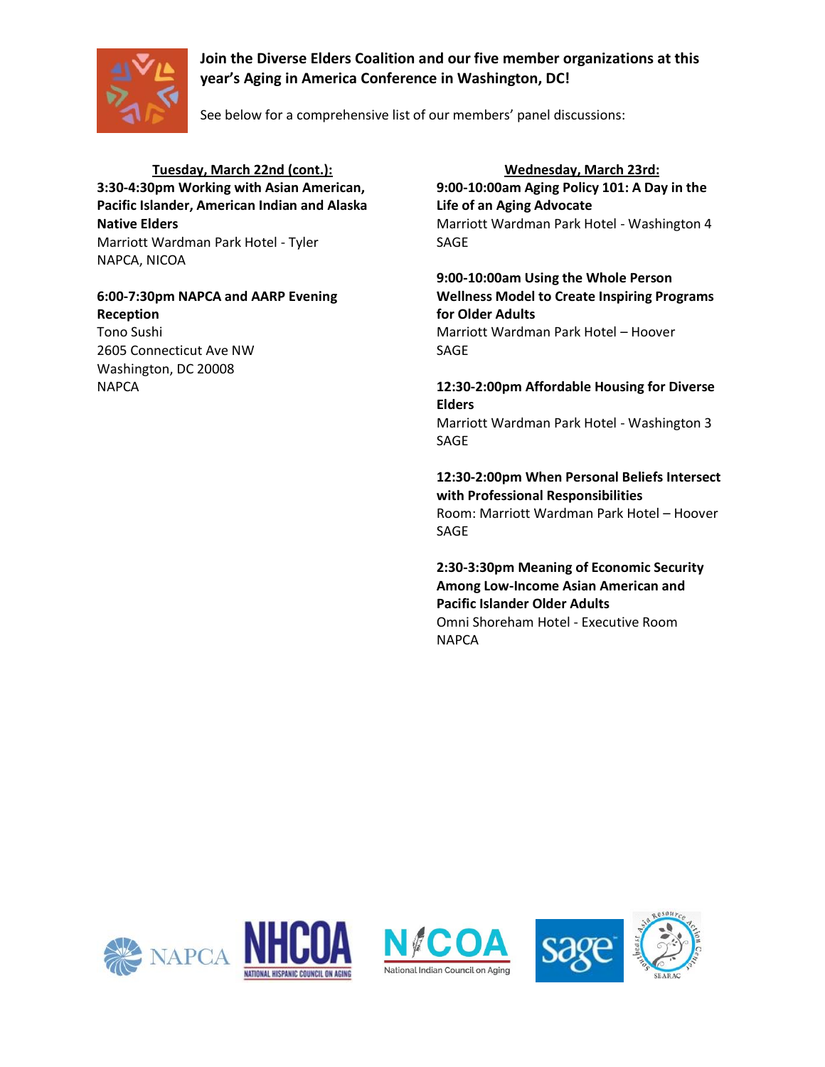**Join the Diverse Elders Coalition and our five member organizations at this year's Aging in America Conference in Washington, DC!**

See below for a comprehensive list of our members' panel discussions:

**Tuesday, March 22nd (cont.):**

**3:30-4:30pm Working with Asian American, Pacific Islander, American Indian and Alaska Native Elders**
Marriott Wardman Park Hotel - Tyler
NAPCA, NICOA

**6:00-7:30pm NAPCA and AARP Evening Reception**
Tono Sushi
2605 Connecticut Ave NW
Washington, DC 20008
NAPCA

**Wednesday, March 23rd:**

**9:00-10:00am Aging Policy 101: A Day in the Life of an Aging Advocate**
Marriott Wardman Park Hotel - Washington 4
SAGE

**9:00-10:00am Using the Whole Person Wellness Model to Create Inspiring Programs for Older Adults**
Marriott Wardman Park Hotel – Hoover
SAGE

**12:30-2:00pm Affordable Housing for Diverse Elders**
Marriott Wardman Park Hotel - Washington 3
SAGE

**12:30-2:00pm When Personal Beliefs Intersect with Professional Responsibilities**
Room: Marriott Wardman Park Hotel – Hoover
SAGE

**2:30-3:30pm Meaning of Economic Security Among Low-Income Asian American and Pacific Islander Older Adults**
Omni Shoreham Hotel - Executive Room
NAPCA

NAPCA NHCOA NATIONAL HISPANIC COUNCIL ON AGING NICOA National Indian Council on Aging sage Southeast Asia Resource Action Center SEARAC